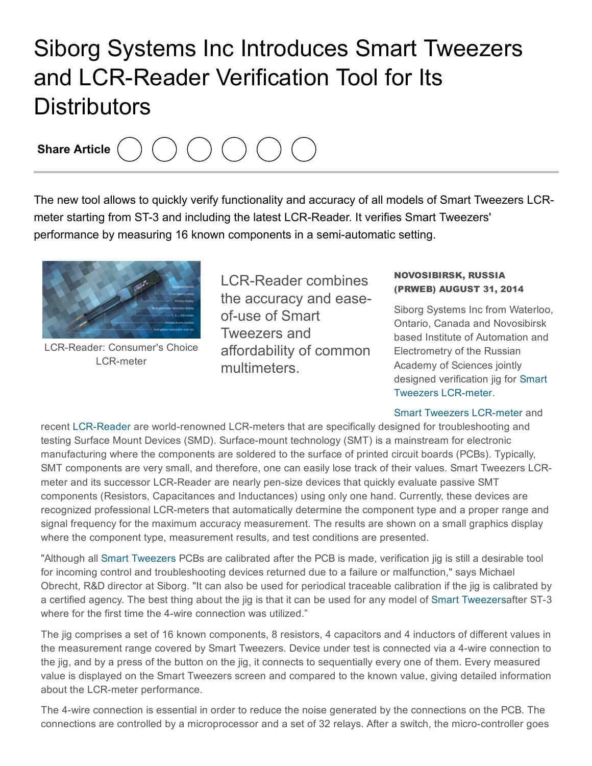# Siborg Systems Inc Introduces Smart Tweezers and LCR-Reader Verification Tool for Its Distributors

**Share Article**

The new tool allows to quickly verify functionality and accuracy of all models of Smart Tweezers LCR-meter starting from ST-3 and including the latest LCR-Reader. It verifies Smart Tweezers' performance by measuring 16 known components in a semi-automatic setting.

LCR-Reader: Consumer's Choice LCR-meter

LCR-Reader combines the accuracy and ease-of-use of Smart Tweezers and affordability of common multimeters.

**NOVOSIBIRSK, RUSSIA (PRWEB) AUGUST 31, 2014**

Siborg Systems Inc from Waterloo, Ontario, Canada and Novosibirsk based Institute of Automation and Electrometry of the Russian Academy of Sciences jointly designed verification jig for Smart Tweezers LCR-meter.

Smart Tweezers LCR-meter and recent LCR-Reader are world-renowned LCR-meters that are specifically designed for troubleshooting and testing Surface Mount Devices (SMD). Surface-mount technology (SMT) is a mainstream for electronic manufacturing where the components are soldered to the surface of printed circuit boards (PCBs). Typically, SMT components are very small, and therefore, one can easily lose track of their values. Smart Tweezers LCR-meter and its successor LCR-Reader are nearly pen-size devices that quickly evaluate passive SMT components (Resistors, Capacitances and Inductances) using only one hand. Currently, these devices are recognized professional LCR-meters that automatically determine the component type and a proper range and signal frequency for the maximum accuracy measurement. The results are shown on a small graphics display where the component type, measurement results, and test conditions are presented.

"Although all Smart Tweezers PCBs are calibrated after the PCB is made, verification jig is still a desirable tool for incoming control and troubleshooting devices returned due to a failure or malfunction," says Michael Obrecht, R&D director at Siborg. "It can also be used for periodical traceable calibration if the jig is calibrated by a certified agency. The best thing about the jig is that it can be used for any model of Smart Tweezersafter ST-3 where for the first time the 4-wire connection was utilized."

The jig comprises a set of 16 known components, 8 resistors, 4 capacitors and 4 inductors of different values in the measurement range covered by Smart Tweezers. Device under test is connected via a 4-wire connection to the jig, and by a press of the button on the jig, it connects to sequentially every one of them. Every measured value is displayed on the Smart Tweezers screen and compared to the known value, giving detailed information about the LCR-meter performance.

The 4-wire connection is essential in order to reduce the noise generated by the connections on the PCB. The connections are controlled by a microprocessor and a set of 32 relays. After a switch, the micro-controller goes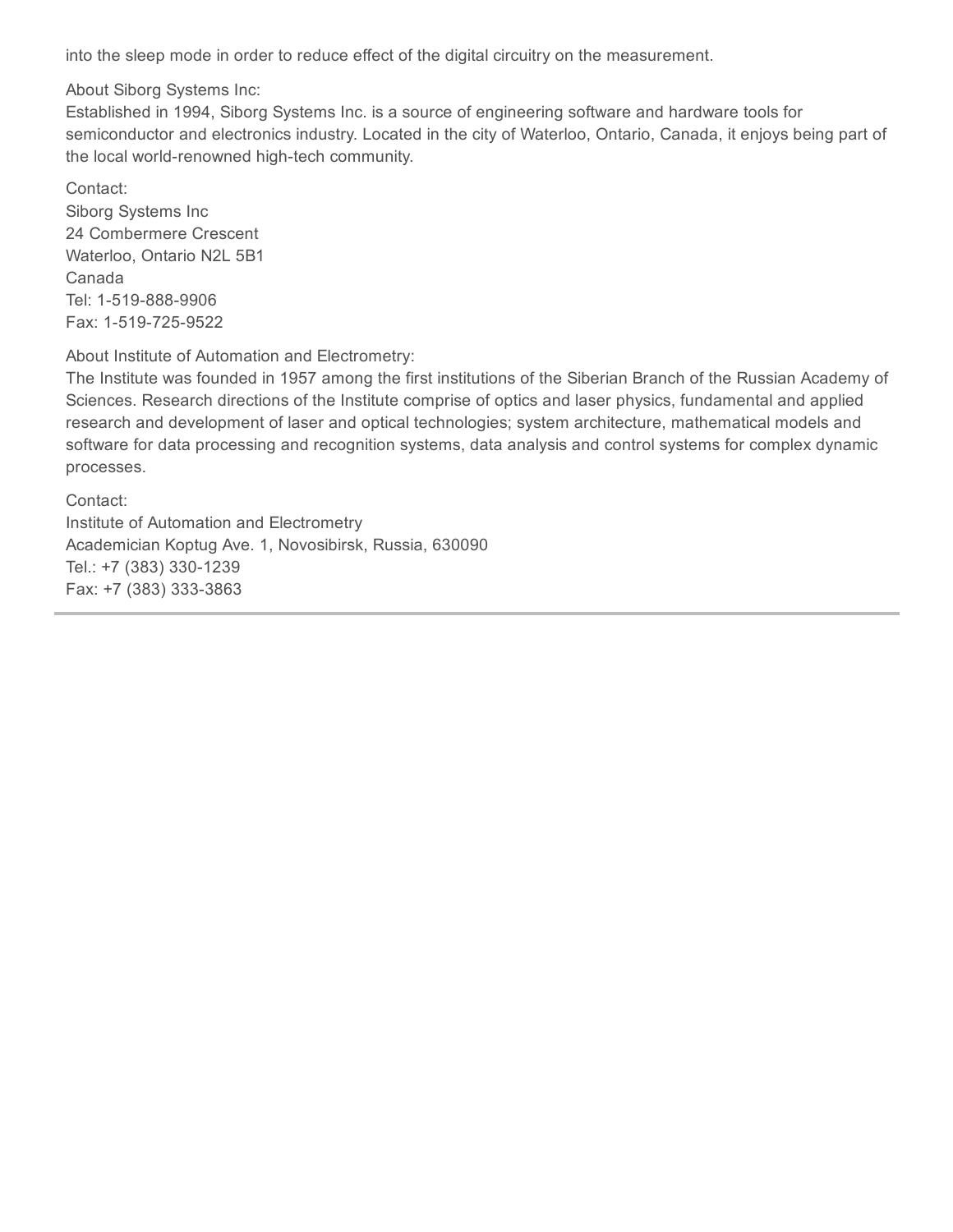into the sleep mode in order to reduce effect of the digital circuitry on the measurement.

About Siborg Systems Inc:
Established in 1994, Siborg Systems Inc. is a source of engineering software and hardware tools for semiconductor and electronics industry. Located in the city of Waterloo, Ontario, Canada, it enjoys being part of the local world-renowned high-tech community.

Contact:
Siborg Systems Inc
24 Combermere Crescent
Waterloo, Ontario N2L 5B1
Canada
Tel: 1-519-888-9906
Fax: 1-519-725-9522

About Institute of Automation and Electrometry:
The Institute was founded in 1957 among the first institutions of the Siberian Branch of the Russian Academy of Sciences. Research directions of the Institute comprise of optics and laser physics, fundamental and applied research and development of laser and optical technologies; system architecture, mathematical models and software for data processing and recognition systems, data analysis and control systems for complex dynamic processes.

Contact:
Institute of Automation and Electrometry
Academician Koptug Ave. 1, Novosibirsk, Russia, 630090
Tel.: +7 (383) 330-1239
Fax: +7 (383) 333-3863